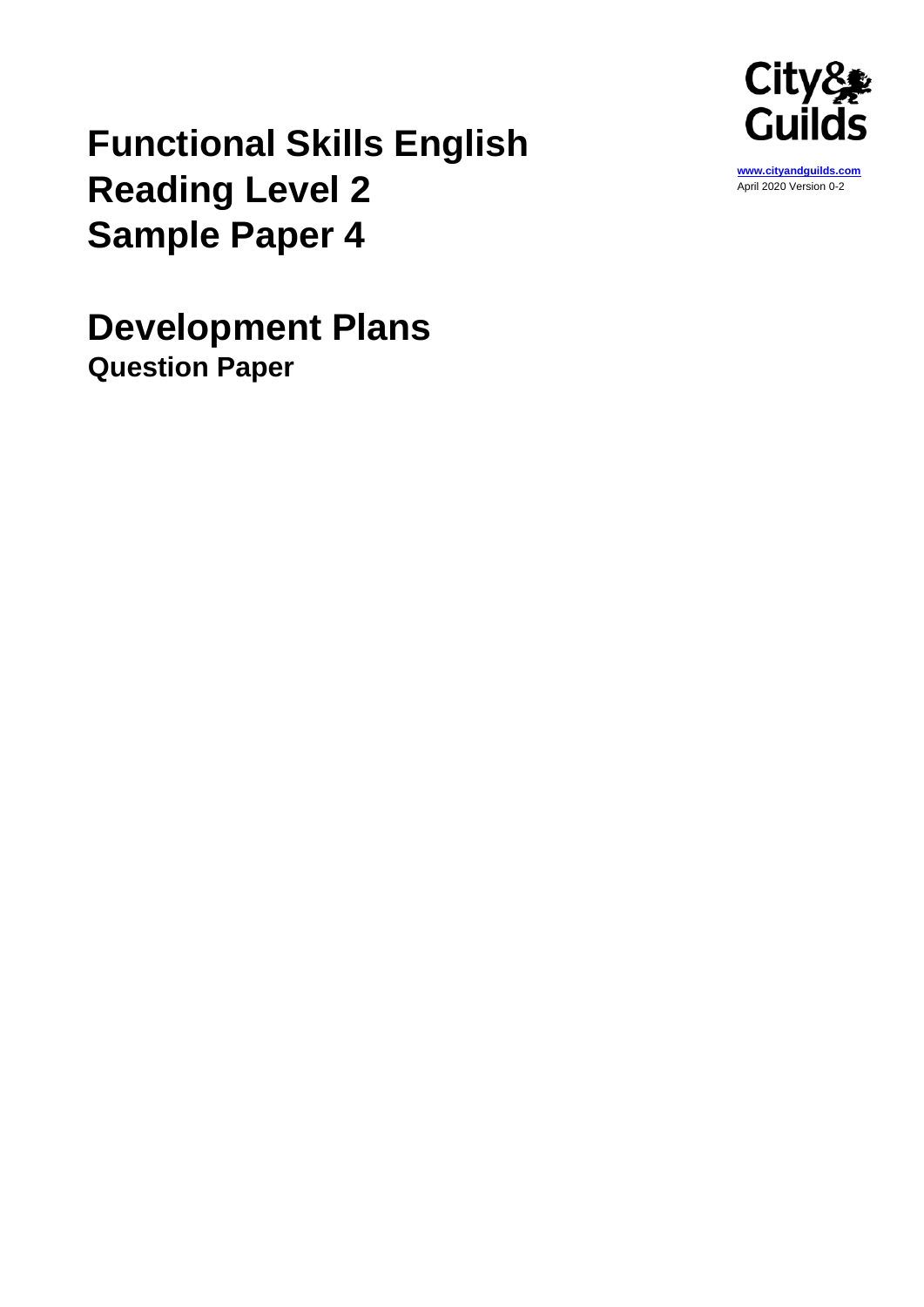# Functional Skills English Reading Level 2 Sample Paper 4

www.cityandguilds.com
April 2020 Version 0-2

# Development Plans

## Question Paper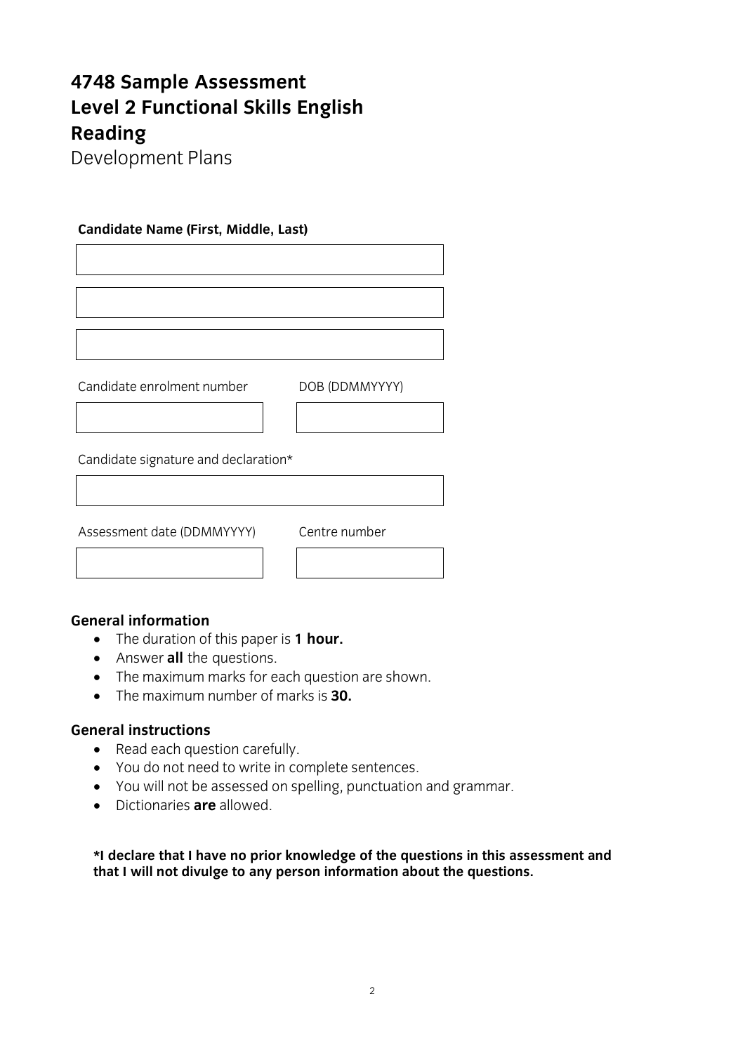# 4748 Sample Assessment
# Level 2 Functional Skills English
# Reading

Development Plans

**Candidate Name (First, Middle, Last)**

Candidate enrolment number

DOB (DDMMYYYY)

Candidate signature and declaration*

Assessment date (DDMMYYYY)

Centre number

**General information**

- The duration of this paper is **1 hour.**
- Answer **all** the questions.
- The maximum marks for each question are shown.
- The maximum number of marks is **30.**

**General instructions**

- Read each question carefully.
- You do not need to write in complete sentences.
- You will not be assessed on spelling, punctuation and grammar.
- Dictionaries **are** allowed.

**\*I declare that I have no prior knowledge of the questions in this assessment and that I will not divulge to any person information about the questions.**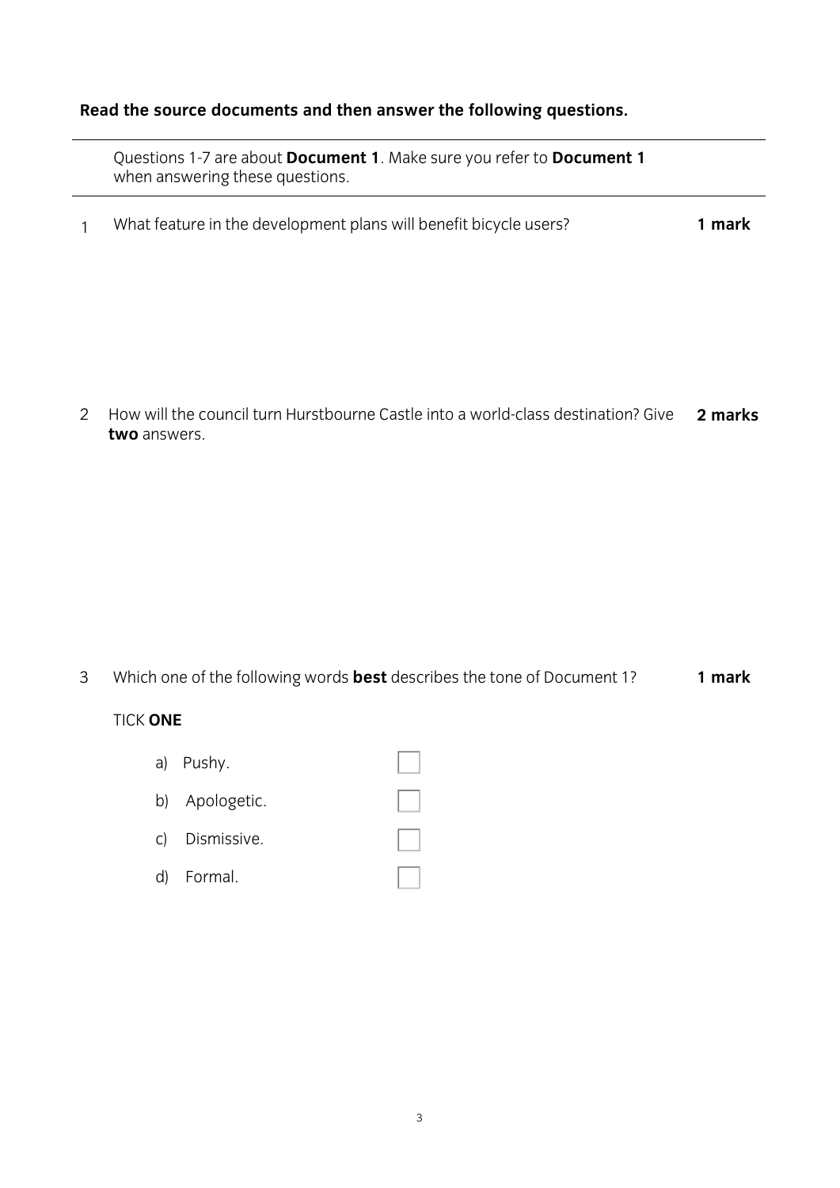**Read the source documents and then answer the following questions.**

---

Questions 1-7 are about **Document 1**. Make sure you refer to **Document 1** when answering these questions.

---

1 What feature in the development plans will benefit bicycle users? **1 mark**

2 How will the council turn Hurstbourne Castle into a world-class destination? Give **two** answers. **2 marks**

3 Which one of the following words **best** describes the tone of Document 1? **1 mark**

TICK **ONE**

a) Pushy. ☐

b) Apologetic. ☐

c) Dismissive. ☐

d) Formal. ☐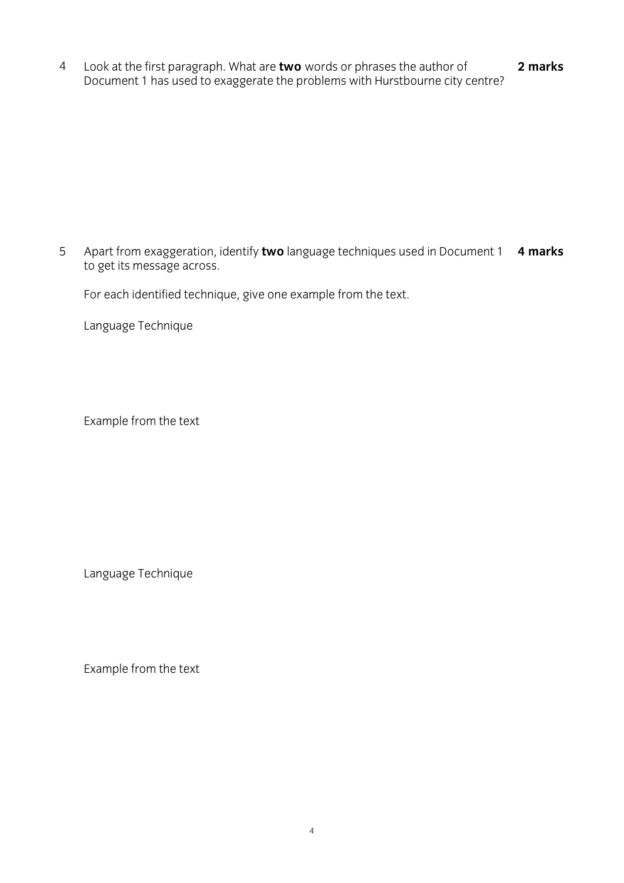4 Look at the first paragraph. What are **two** words or phrases the author of Document 1 has used to exaggerate the problems with Hurstbourne city centre? **2 marks**

5 Apart from exaggeration, identify **two** language techniques used in Document 1 to get its message across. **4 marks**

For each identified technique, give one example from the text.

Language Technique

Example from the text

Language Technique

Example from the text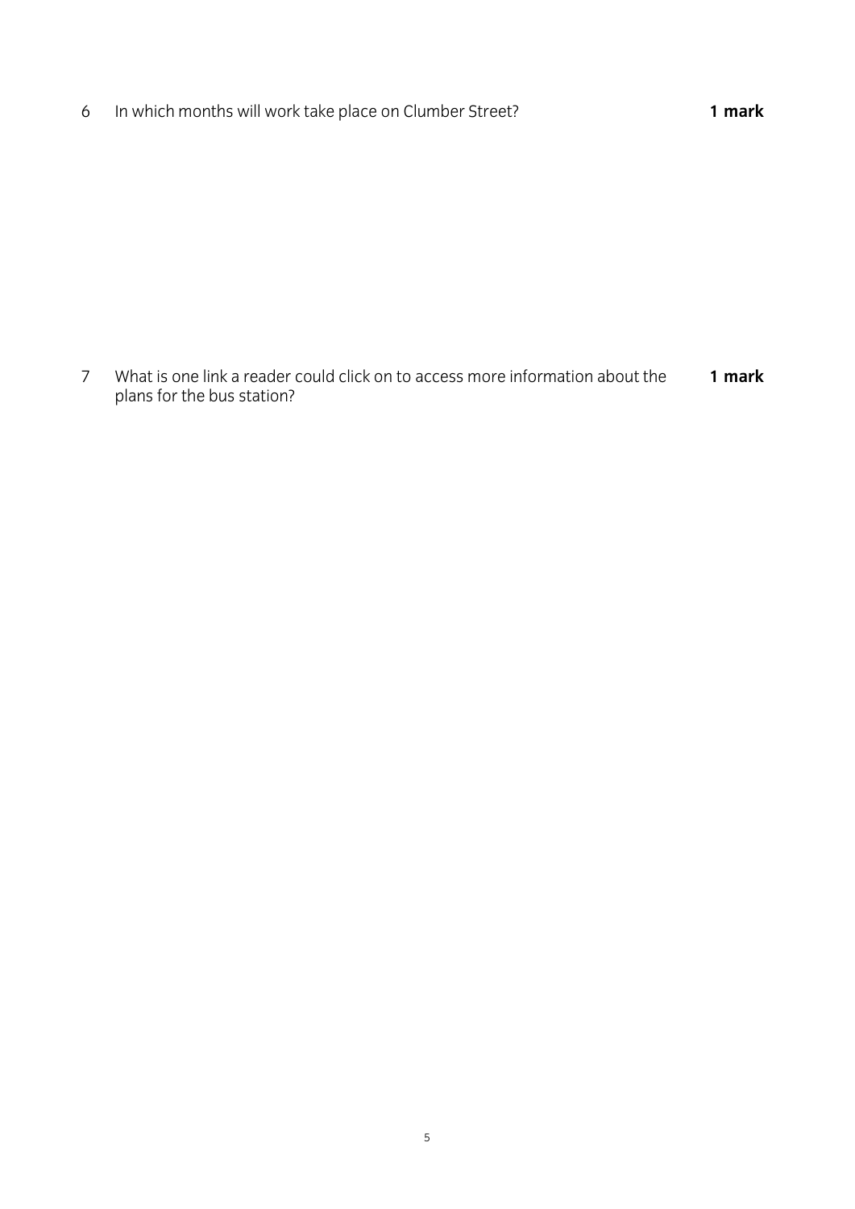6 In which months will work take place on Clumber Street? **1 mark**

7 What is one link a reader could click on to access more information about the plans for the bus station? **1 mark**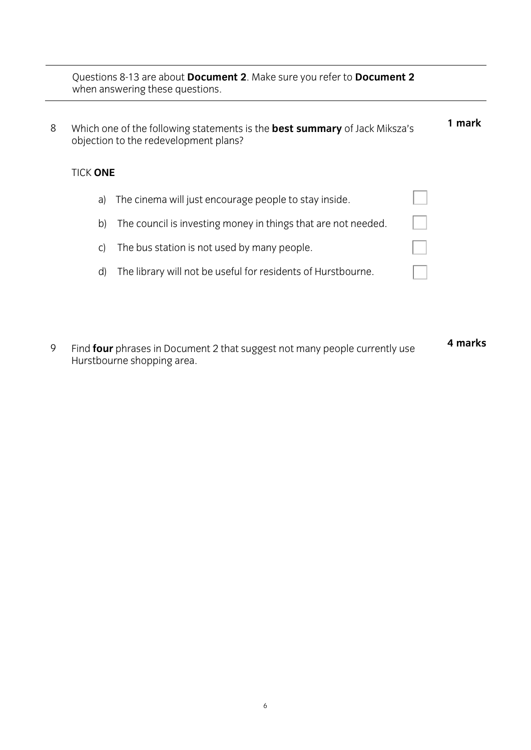Questions 8-13 are about **Document 2**. Make sure you refer to **Document 2** when answering these questions.

---

8 Which one of the following statements is the **best summary** of Jack Miksza's objection to the redevelopment plans? **1 mark**

TICK **ONE**

a) The cinema will just encourage people to stay inside. ☐

b) The council is investing money in things that are not needed. ☐

c) The bus station is not used by many people. ☐

d) The library will not be useful for residents of Hurstbourne. ☐

9 Find **four** phrases in Document 2 that suggest not many people currently use Hurstbourne shopping area. **4 marks**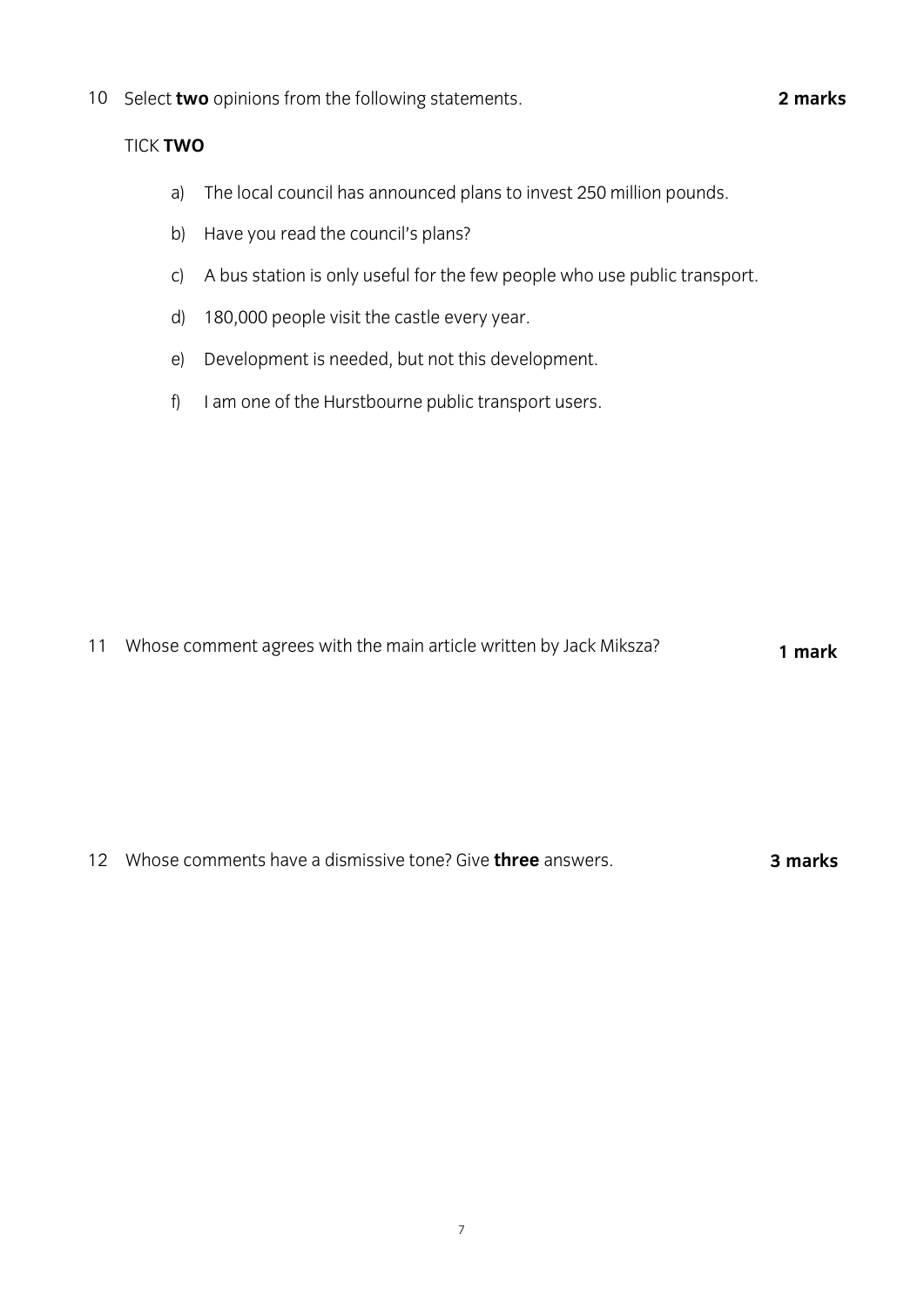10 Select **two** opinions from the following statements. **2 marks**

TICK **TWO**

a) The local council has announced plans to invest 250 million pounds.

b) Have you read the council's plans?

c) A bus station is only useful for the few people who use public transport.

d) 180,000 people visit the castle every year.

e) Development is needed, but not this development.

f) I am one of the Hurstbourne public transport users.

11 Whose comment agrees with the main article written by Jack Miksza? **1 mark**

12 Whose comments have a dismissive tone? Give **three** answers. **3 marks**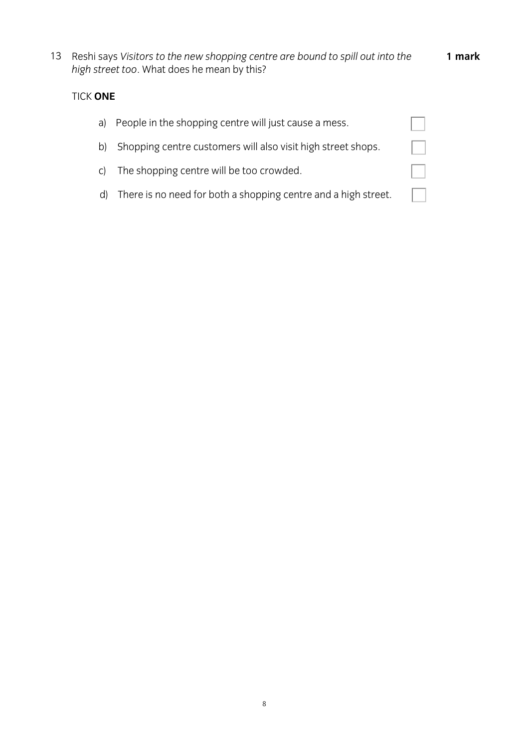13 Reshi says *Visitors to the new shopping centre are bound to spill out into the high street too*. What does he mean by this? **1 mark**

TICK **ONE**

a) People in the shopping centre will just cause a mess. ☐

b) Shopping centre customers will also visit high street shops. ☐

c) The shopping centre will be too crowded. ☐

d) There is no need for both a shopping centre and a high street. ☐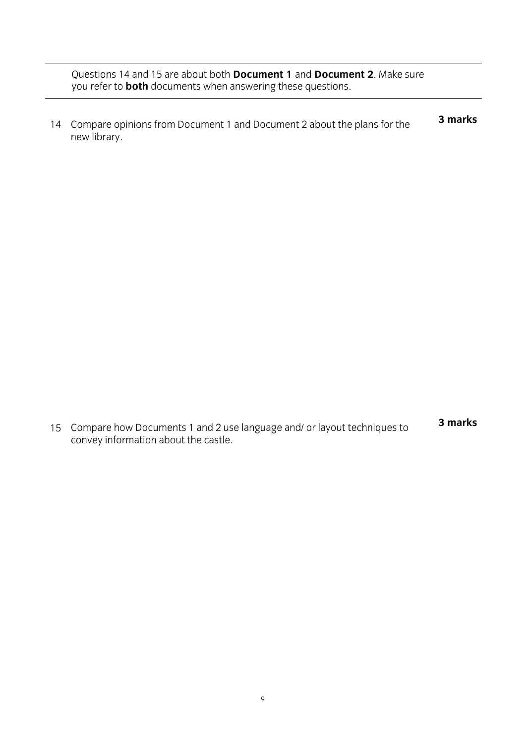Questions 14 and 15 are about both **Document 1** and **Document 2**. Make sure you refer to **both** documents when answering these questions.

14 Compare opinions from Document 1 and Document 2 about the plans for the new library. **3 marks**

15 Compare how Documents 1 and 2 use language and/ or layout techniques to convey information about the castle. **3 marks**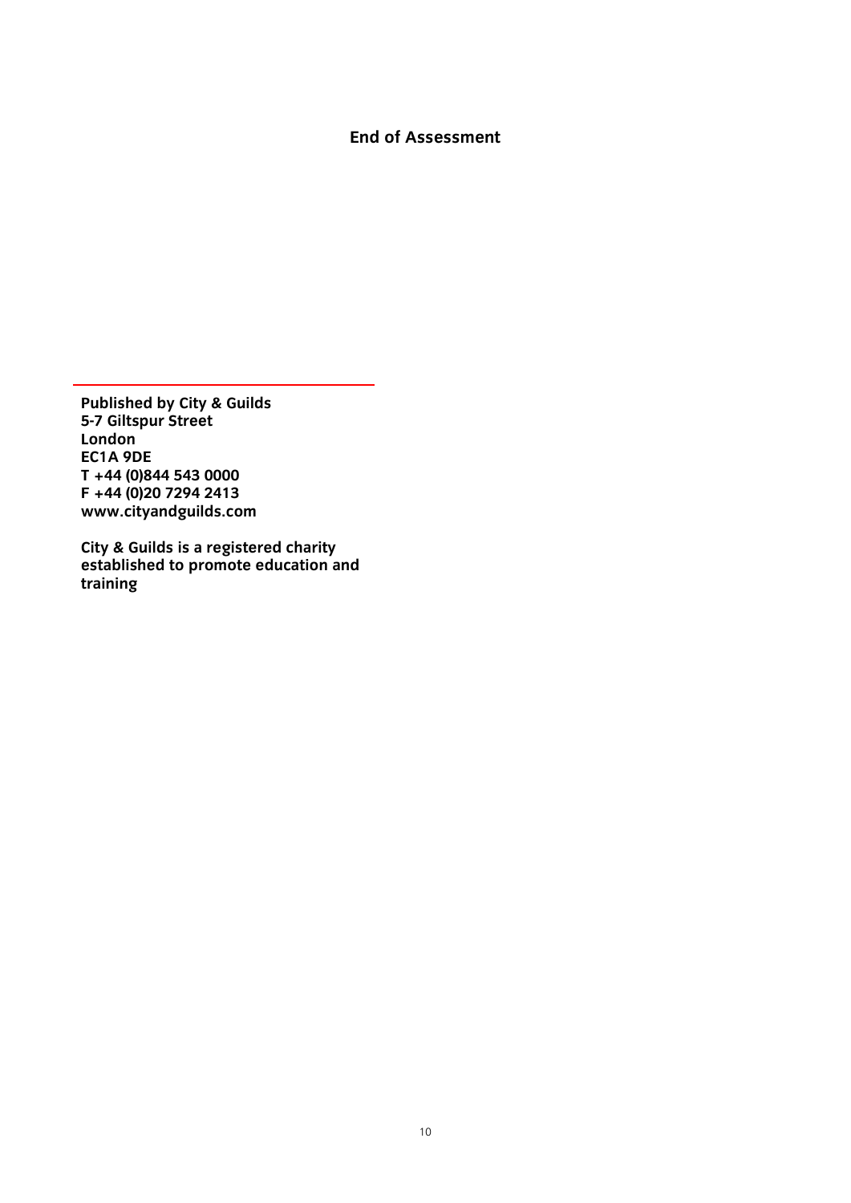**End of Assessment**

---

**Published by City & Guilds**
**5-7 Giltspur Street**
**London**
**EC1A 9DE**
**T +44 (0)844 543 0000**
**F +44 (0)20 7294 2413**
**www.cityandguilds.com**

**City & Guilds is a registered charity established to promote education and training**